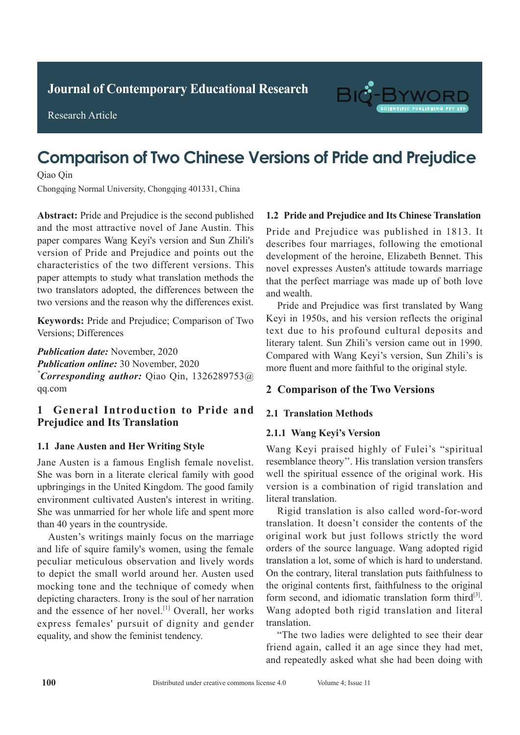Journal of Contemporary Educational Research

Research Article

# Comparison of Two Chinese Versions of Pride and Prejudice

Qiao Qin

Chongqing Normal University, Chongqing 401331, China

**Abstract:** Pride and Prejudice is the second published and the most attractive novel of Jane Austin. This paper compares Wang Keyi's version and Sun Zhili's version of Pride and Prejudice and points out the characteristics of the two different versions. This paper attempts to study what translation methods the two translators adopted, the differences between the two versions and the reason why the differences exist.

**Keywords:** Pride and Prejudice; Comparison of Two Versions; Differences

***Publication date:*** November, 2020
***Publication online:*** 30 November, 2020
\****Corresponding author:*** Qiao Qin, 1326289753@qq.com

## 1 General Introduction to Pride and Prejudice and Its Translation

### 1.1 Jane Austen and Her Writing Style

Jane Austen is a famous English female novelist. She was born in a literate clerical family with good upbringings in the United Kingdom. The good family environment cultivated Austen's interest in writing. She was unmarried for her whole life and spent more than 40 years in the countryside.

Austen's writings mainly focus on the marriage and life of squire family's women, using the female peculiar meticulous observation and lively words to depict the small world around her. Austen used mocking tone and the technique of comedy when depicting characters. Irony is the soul of her narration and the essence of her novel.[1] Overall, her works express females' pursuit of dignity and gender equality, and show the feminist tendency.

### 1.2 Pride and Prejudice and Its Chinese Translation

Pride and Prejudice was published in 1813. It describes four marriages, following the emotional development of the heroine, Elizabeth Bennet. This novel expresses Austen's attitude towards marriage that the perfect marriage was made up of both love and wealth.

Pride and Prejudice was first translated by Wang Keyi in 1950s, and his version reflects the original text due to his profound cultural deposits and literary talent. Sun Zhili's version came out in 1990. Compared with Wang Keyi's version, Sun Zhili's is more fluent and more faithful to the original style.

## 2 Comparison of the Two Versions

### 2.1 Translation Methods

#### 2.1.1 Wang Keyi's Version

Wang Keyi praised highly of Fulei's "spiritual resemblance theory". His translation version transfers well the spiritual essence of the original work. His version is a combination of rigid translation and literal translation.

Rigid translation is also called word-for-word translation. It doesn't consider the contents of the original work but just follows strictly the word orders of the source language. Wang adopted rigid translation a lot, some of which is hard to understand. On the contrary, literal translation puts faithfulness to the original contents first, faithfulness to the original form second, and idiomatic translation form third[3]. Wang adopted both rigid translation and literal translation.

"The two ladies were delighted to see their dear friend again, called it an age since they had met, and repeatedly asked what she had been doing with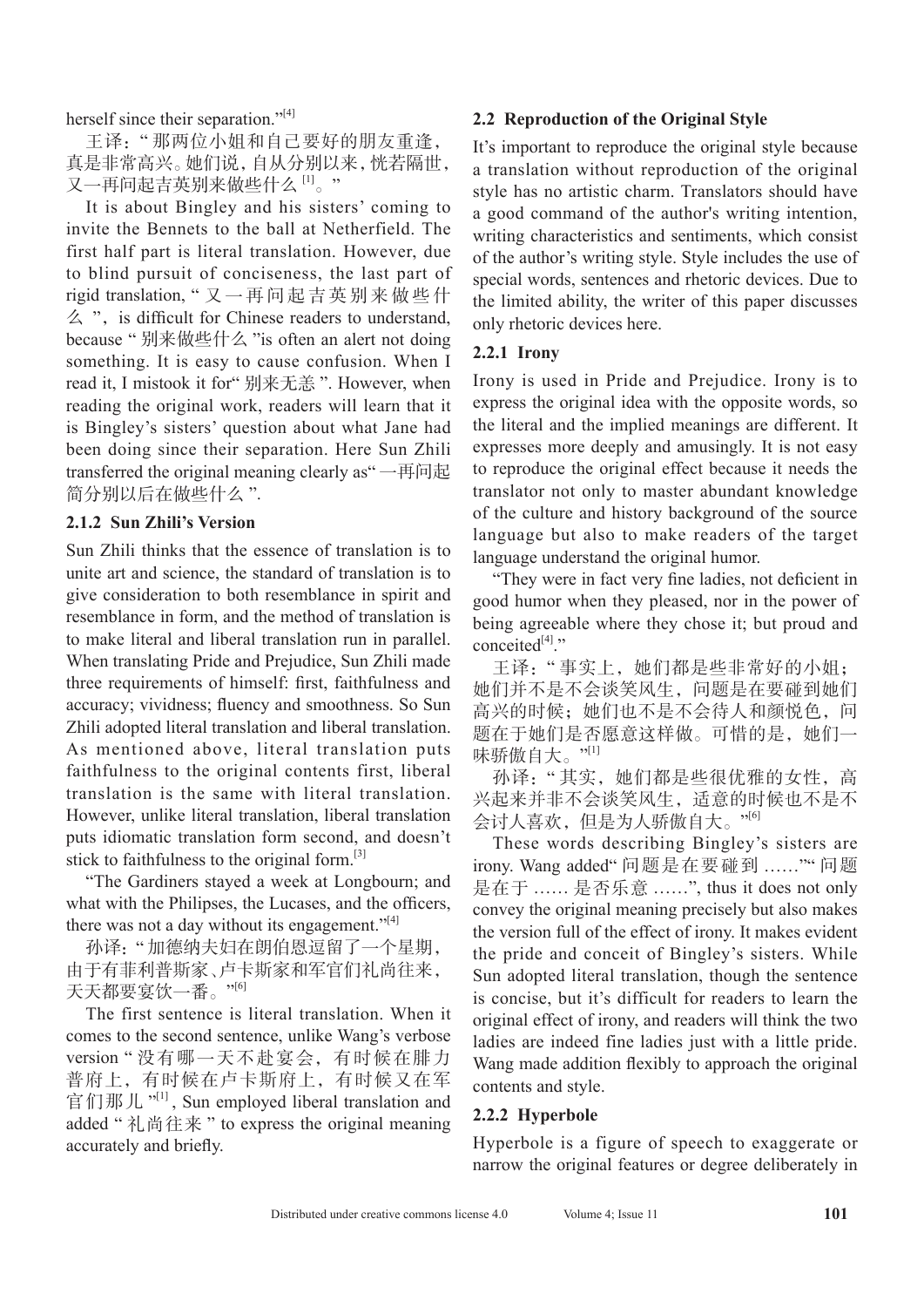herself since their separation."[4]

王译："那两位小姐和自己要好的朋友重逢，真是非常高兴。她们说，自从分别以来，恍若隔世，又一再问起吉英别来做些什么[1]。"

It is about Bingley and his sisters' coming to invite the Bennets to the ball at Netherfield. The first half part is literal translation. However, due to blind pursuit of conciseness, the last part of rigid translation, "又一再问起吉英别来做些什么", is difficult for Chinese readers to understand, because "别来做些什么"is often an alert not doing something. It is easy to cause confusion. When I read it, I mistook it for"别来无恙". However, when reading the original work, readers will learn that it is Bingley's sisters' question about what Jane had been doing since their separation. Here Sun Zhili transferred the original meaning clearly as"一再问起简分别以后在做些什么".

### 2.1.2 Sun Zhili's Version

Sun Zhili thinks that the essence of translation is to unite art and science, the standard of translation is to give consideration to both resemblance in spirit and resemblance in form, and the method of translation is to make literal and liberal translation run in parallel. When translating Pride and Prejudice, Sun Zhili made three requirements of himself: first, faithfulness and accuracy; vividness; fluency and smoothness. So Sun Zhili adopted literal translation and liberal translation. As mentioned above, literal translation puts faithfulness to the original contents first, liberal translation is the same with literal translation. However, unlike literal translation, liberal translation puts idiomatic translation form second, and doesn't stick to faithfulness to the original form.[3]

"The Gardiners stayed a week at Longbourn; and what with the Philipses, the Lucases, and the officers, there was not a day without its engagement."[4]

孙译："加德纳夫妇在朗伯恩逗留了一个星期，由于有菲利普斯家、卢卡斯家和军官们礼尚往来，天天都要宴饮一番。"[6]

The first sentence is literal translation. When it comes to the second sentence, unlike Wang's verbose version "没有哪一天不赴宴会，有时候在腓力普府上，有时候在卢卡斯府上，有时候又在军官们那儿"[1], Sun employed liberal translation and added "礼尚往来" to express the original meaning accurately and briefly.

## 2.2 Reproduction of the Original Style

It's important to reproduce the original style because a translation without reproduction of the original style has no artistic charm. Translators should have a good command of the author's writing intention, writing characteristics and sentiments, which consist of the author's writing style. Style includes the use of special words, sentences and rhetoric devices. Due to the limited ability, the writer of this paper discusses only rhetoric devices here.

### 2.2.1 Irony

Irony is used in Pride and Prejudice. Irony is to express the original idea with the opposite words, so the literal and the implied meanings are different. It expresses more deeply and amusingly. It is not easy to reproduce the original effect because it needs the translator not only to master abundant knowledge of the culture and history background of the source language but also to make readers of the target language understand the original humor.

"They were in fact very fine ladies, not deficient in good humor when they pleased, nor in the power of being agreeable where they chose it; but proud and conceited[4]."

王译："事实上，她们都是些非常好的小姐；她们并不是不会谈笑风生，问题是在要碰到她们高兴的时候；她们也不是不会待人和颜悦色，问题在于她们是否愿意这样做。可惜的是，她们一味骄傲自大。"[1]

孙译："其实，她们都是些很优雅的女性，高兴起来并非不会谈笑风生，适意的时候也不是不会讨人喜欢，但是为人骄傲自大。"[6]

These words describing Bingley's sisters are irony. Wang added"问题是在要碰到……""问题是在于……是否乐意……", thus it does not only convey the original meaning precisely but also makes the version full of the effect of irony. It makes evident the pride and conceit of Bingley's sisters. While Sun adopted literal translation, though the sentence is concise, but it's difficult for readers to learn the original effect of irony, and readers will think the two ladies are indeed fine ladies just with a little pride. Wang made addition flexibly to approach the original contents and style.

### 2.2.2 Hyperbole

Hyperbole is a figure of speech to exaggerate or narrow the original features or degree deliberately in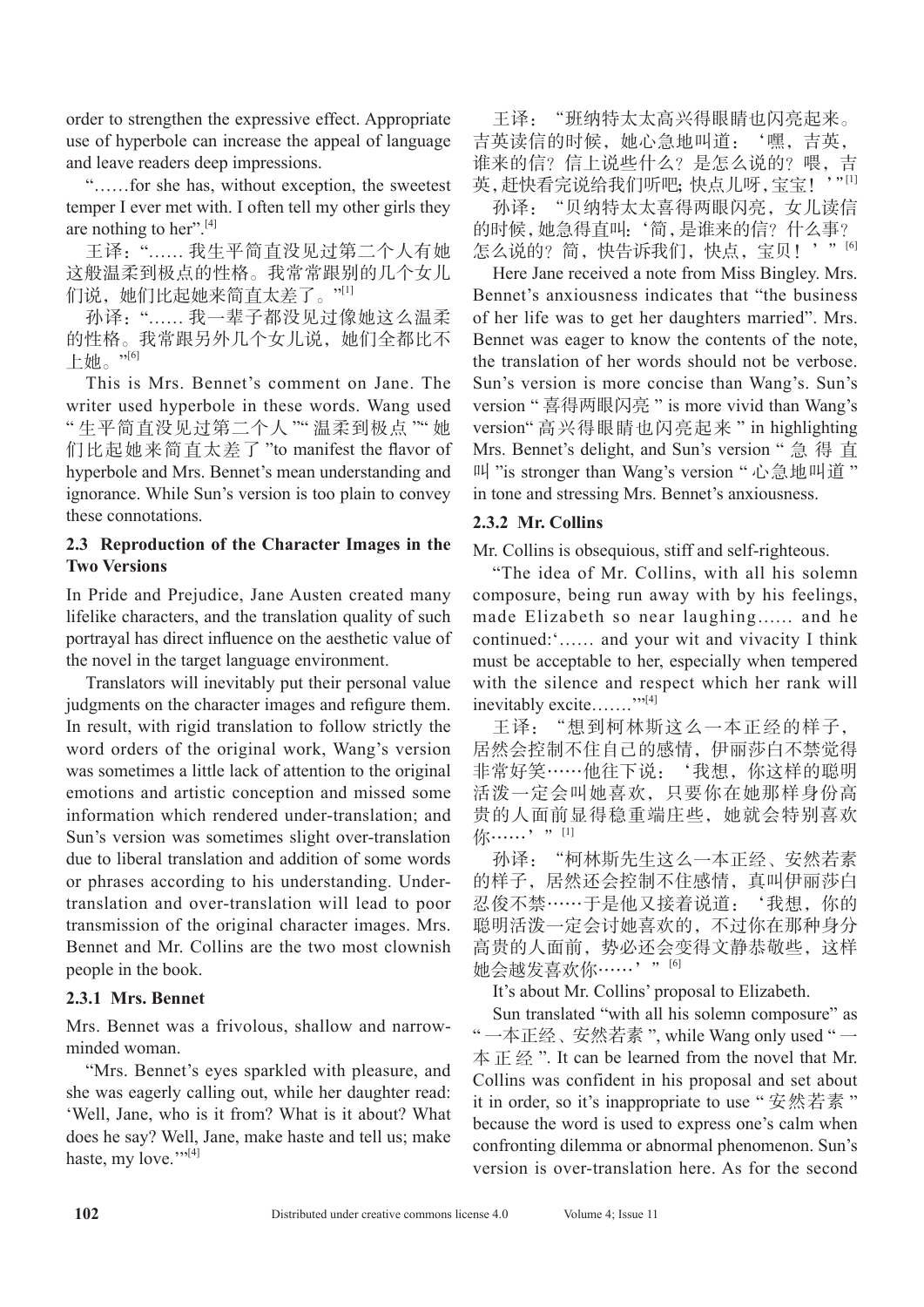order to strengthen the expressive effect. Appropriate use of hyperbole can increase the appeal of language and leave readers deep impressions.

"……for she has, without exception, the sweetest temper I ever met with. I often tell my other girls they are nothing to her".[4]

王译："…… 我生平简直没见过第二个人有她这般温柔到极点的性格。我常常跟别的几个女儿们说，她们比起她来简直太差了。"[1]

孙译："…… 我一辈子都没见过像她这么温柔的性格。我常跟另外几个女儿说，她们全都比不上她。"[6]

This is Mrs. Bennet's comment on Jane. The writer used hyperbole in these words. Wang used " 生平简直没见过第二个人 "" 温柔到极点 "" 她们比起她来简直太差了 "to manifest the flavor of hyperbole and Mrs. Bennet's mean understanding and ignorance. While Sun's version is too plain to convey these connotations.

### 2.3 Reproduction of the Character Images in the Two Versions

In Pride and Prejudice, Jane Austen created many lifelike characters, and the translation quality of such portrayal has direct influence on the aesthetic value of the novel in the target language environment.

Translators will inevitably put their personal value judgments on the character images and refigure them. In result, with rigid translation to follow strictly the word orders of the original work, Wang's version was sometimes a little lack of attention to the original emotions and artistic conception and missed some information which rendered under-translation; and Sun's version was sometimes slight over-translation due to liberal translation and addition of some words or phrases according to his understanding. Under-translation and over-translation will lead to poor transmission of the original character images. Mrs. Bennet and Mr. Collins are the two most clownish people in the book.

#### 2.3.1 Mrs. Bennet

Mrs. Bennet was a frivolous, shallow and narrow-minded woman.

"Mrs. Bennet's eyes sparkled with pleasure, and she was eagerly calling out, while her daughter read: 'Well, Jane, who is it from? What is it about? What does he say? Well, Jane, make haste and tell us; make haste, my love.'"[4]

王译："班纳特太太高兴得眼睛也闪亮起来。吉英读信的时候，她心急地叫道：'嘿，吉英，谁来的信？信上说些什么？是怎么说的？喂，吉英，赶快看完说给我们听吧；快点儿呀，宝宝！'"[1]

孙译："贝纳特太太喜得两眼闪亮，女儿读信的时候，她急得直叫：'简，是谁来的信？什么事？怎么说的？简，快告诉我们，快点，宝贝！'"[6]

Here Jane received a note from Miss Bingley. Mrs. Bennet's anxiousness indicates that "the business of her life was to get her daughters married". Mrs. Bennet was eager to know the contents of the note, the translation of her words should not be verbose. Sun's version is more concise than Wang's. Sun's version " 喜得两眼闪亮 " is more vivid than Wang's version" 高兴得眼睛也闪亮起来 " in highlighting Mrs. Bennet's delight, and Sun's version " 急得直叫 "is stronger than Wang's version " 心急地叫道 " in tone and stressing Mrs. Bennet's anxiousness.

#### 2.3.2 Mr. Collins

Mr. Collins is obsequious, stiff and self-righteous.

"The idea of Mr. Collins, with all his solemn composure, being run away with by his feelings, made Elizabeth so near laughing…… and he continued:'…… and your wit and vivacity I think must be acceptable to her, especially when tempered with the silence and respect which her rank will inevitably excite…….'"[4]

王译："想到柯林斯这么一本正经的样子，居然会控制不住自己的感情，伊丽莎白不禁觉得非常好笑……他往下说：'我想，你这样的聪明活泼一定会叫她喜欢，只要你在她那样身份高贵的人面前显得稳重端庄些，她就会特别喜欢你……'"[1]

孙译："柯林斯先生这么一本正经、安然若素的样子，居然还会控制不住感情，真叫伊丽莎白忍俊不禁……于是他又接着说道：'我想，你的聪明活泼一定会讨她喜欢的，不过你在那种身分高贵的人面前，势必还会变得文静恭敬些，这样她会越发喜欢你……'"[6]

It's about Mr. Collins' proposal to Elizabeth.

Sun translated "with all his solemn composure" as " 一本正经、安然若素 ", while Wang only used " 一本正经 ". It can be learned from the novel that Mr. Collins was confident in his proposal and set about it in order, so it's inappropriate to use " 安然若素 " because the word is used to express one's calm when confronting dilemma or abnormal phenomenon. Sun's version is over-translation here. As for the second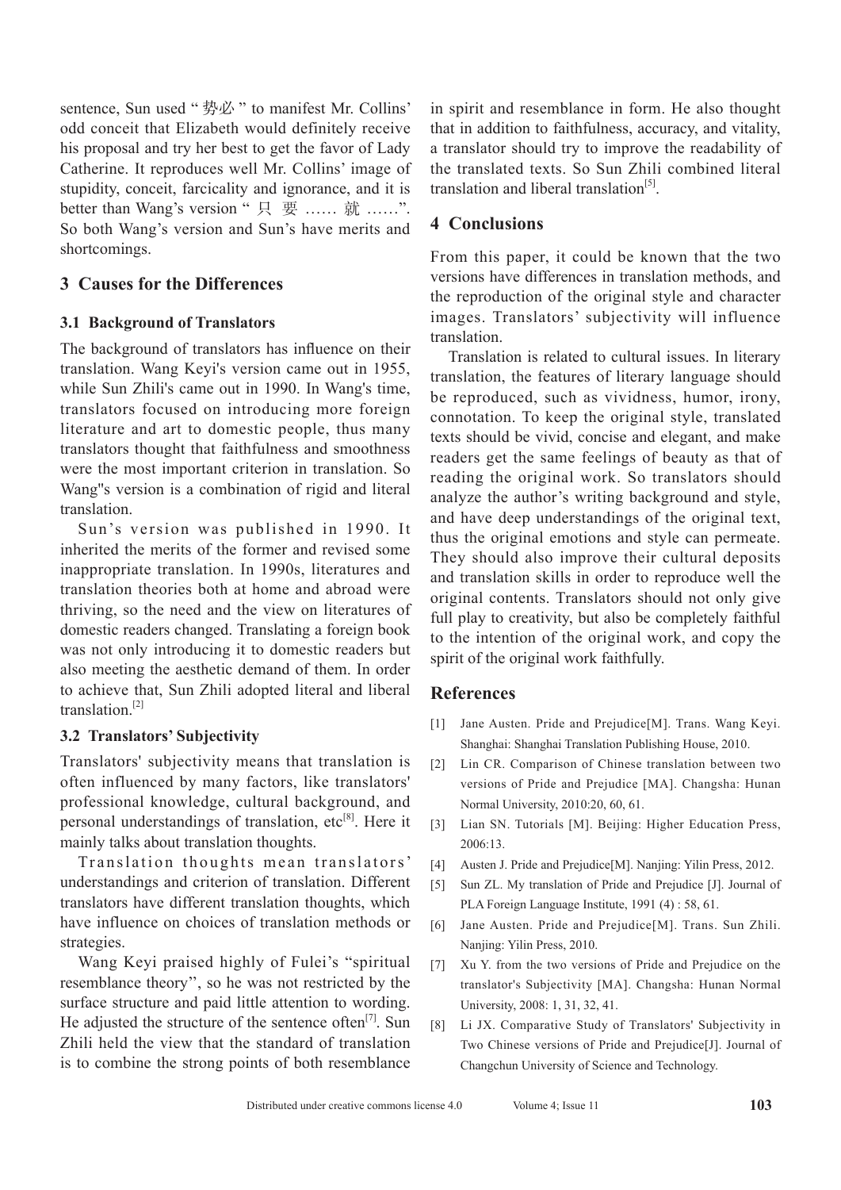sentence, Sun used " 势必 " to manifest Mr. Collins' odd conceit that Elizabeth would definitely receive his proposal and try her best to get the favor of Lady Catherine. It reproduces well Mr. Collins' image of stupidity, conceit, farcicality and ignorance, and it is better than Wang's version " 只 要 …… 就 ……". So both Wang's version and Sun's have merits and shortcomings.

## 3 Causes for the Differences

### 3.1 Background of Translators

The background of translators has influence on their translation. Wang Keyi's version came out in 1955, while Sun Zhili's came out in 1990. In Wang's time, translators focused on introducing more foreign literature and art to domestic people, thus many translators thought that faithfulness and smoothness were the most important criterion in translation. So Wang''s version is a combination of rigid and literal translation.

Sun's version was published in 1990. It inherited the merits of the former and revised some inappropriate translation. In 1990s, literatures and translation theories both at home and abroad were thriving, so the need and the view on literatures of domestic readers changed. Translating a foreign book was not only introducing it to domestic readers but also meeting the aesthetic demand of them. In order to achieve that, Sun Zhili adopted literal and liberal translation.[2]

### 3.2 Translators' Subjectivity

Translators' subjectivity means that translation is often influenced by many factors, like translators' professional knowledge, cultural background, and personal understandings of translation, etc[8]. Here it mainly talks about translation thoughts.

Translation thoughts mean translators' understandings and criterion of translation. Different translators have different translation thoughts, which have influence on choices of translation methods or strategies.

Wang Keyi praised highly of Fulei's "spiritual resemblance theory'', so he was not restricted by the surface structure and paid little attention to wording. He adjusted the structure of the sentence often[7]. Sun Zhili held the view that the standard of translation is to combine the strong points of both resemblance in spirit and resemblance in form. He also thought that in addition to faithfulness, accuracy, and vitality, a translator should try to improve the readability of the translated texts. So Sun Zhili combined literal translation and liberal translation[5].

## 4 Conclusions

From this paper, it could be known that the two versions have differences in translation methods, and the reproduction of the original style and character images. Translators' subjectivity will influence translation.

Translation is related to cultural issues. In literary translation, the features of literary language should be reproduced, such as vividness, humor, irony, connotation. To keep the original style, translated texts should be vivid, concise and elegant, and make readers get the same feelings of beauty as that of reading the original work. So translators should analyze the author's writing background and style, and have deep understandings of the original text, thus the original emotions and style can permeate. They should also improve their cultural deposits and translation skills in order to reproduce well the original contents. Translators should not only give full play to creativity, but also be completely faithful to the intention of the original work, and copy the spirit of the original work faithfully.

## References

[1] Jane Austen. Pride and Prejudice[M]. Trans. Wang Keyi. Shanghai: Shanghai Translation Publishing House, 2010.

[2] Lin CR. Comparison of Chinese translation between two versions of Pride and Prejudice [MA]. Changsha: Hunan Normal University, 2010:20, 60, 61.

[3] Lian SN. Tutorials [M]. Beijing: Higher Education Press, 2006:13.

[4] Austen J. Pride and Prejudice[M]. Nanjing: Yilin Press, 2012.

[5] Sun ZL. My translation of Pride and Prejudice [J]. Journal of PLA Foreign Language Institute, 1991 (4) : 58, 61.

[6] Jane Austen. Pride and Prejudice[M]. Trans. Sun Zhili. Nanjing: Yilin Press, 2010.

[7] Xu Y. from the two versions of Pride and Prejudice on the translator's Subjectivity [MA]. Changsha: Hunan Normal University, 2008: 1, 31, 32, 41.

[8] Li JX. Comparative Study of Translators' Subjectivity in Two Chinese versions of Pride and Prejudice[J]. Journal of Changchun University of Science and Technology.